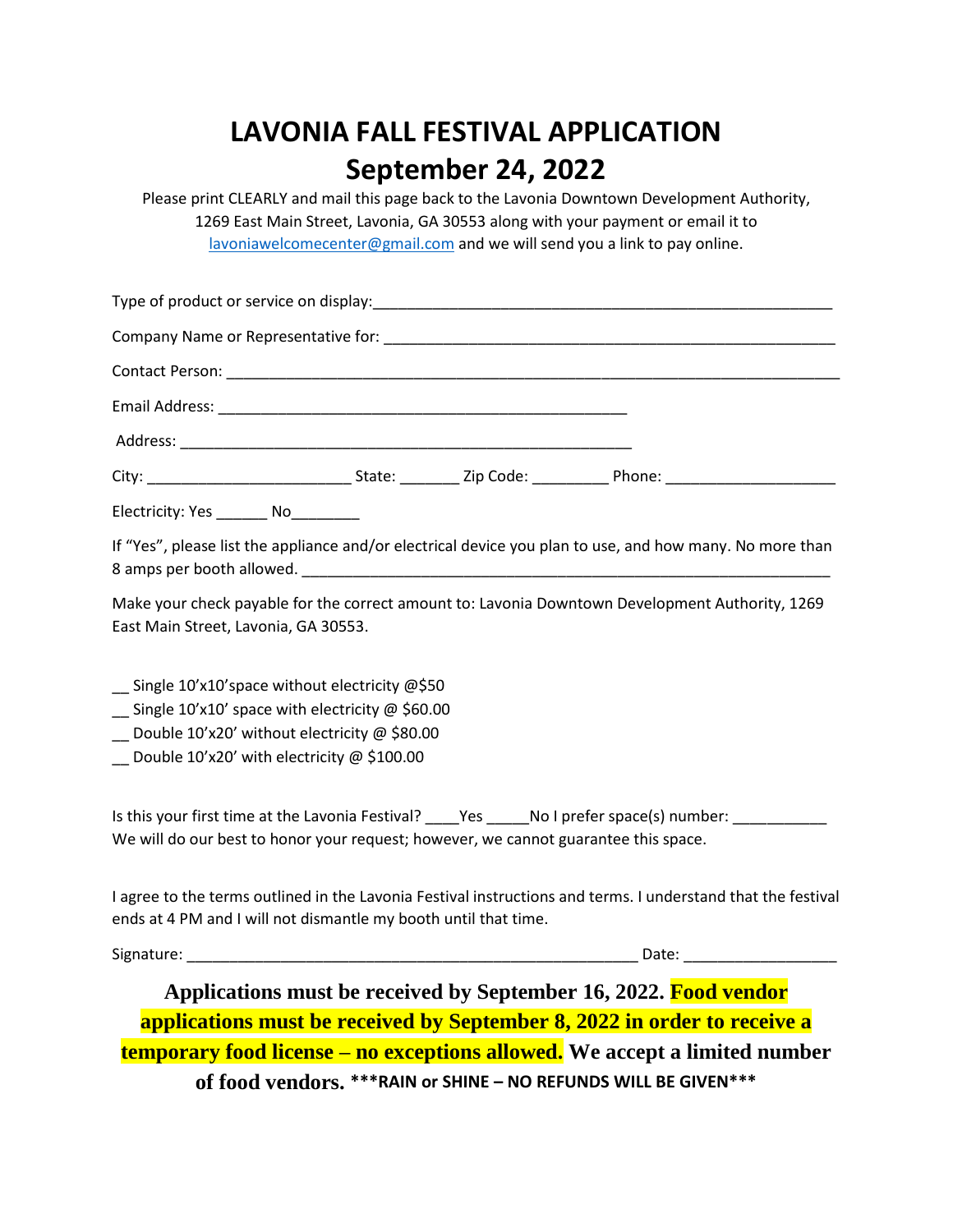# LAVONIA FALL FESTIVAL APPLICATION
# September 24, 2022

Please print CLEARLY and mail this page back to the Lavonia Downtown Development Authority, 1269 East Main Street, Lavonia, GA 30553 along with your payment or email it to lavoniawelcomecenter@gmail.com and we will send you a link to pay online.

Type of product or service on display:_______________________________________________________

Company Name or Representative for: _______________________________________________________

Contact Person: _______________________________________________________________________

Email Address: _______________________________________________

Address: _____________________________________________________

City: ________________________ State: _______ Zip Code: _________ Phone: ____________________

Electricity: Yes ______ No________

If "Yes", please list the appliance and/or electrical device you plan to use, and how many. No more than 8 amps per booth allowed. ____________________________________________________________

Make your check payable for the correct amount to: Lavonia Downtown Development Authority, 1269 East Main Street, Lavonia, GA 30553.

__ Single 10'x10'space without electricity @$50
__ Single 10'x10' space with electricity @ $60.00
__ Double 10'x20' without electricity @ $80.00
__ Double 10'x20' with electricity @ $100.00

Is this your first time at the Lavonia Festival? ____Yes _____No I prefer space(s) number: ___________
We will do our best to honor your request; however, we cannot guarantee this space.

I agree to the terms outlined in the Lavonia Festival instructions and terms. I understand that the festival ends at 4 PM and I will not dismantle my booth until that time.

Signature: ______________________________________________________ Date: __________________

**Applications must be received by September 16, 2022. Food vendor applications must be received by September 8, 2022 in order to receive a temporary food license – no exceptions allowed. We accept a limited number of food vendors. \*\*\*RAIN or SHINE – NO REFUNDS WILL BE GIVEN\*\*\***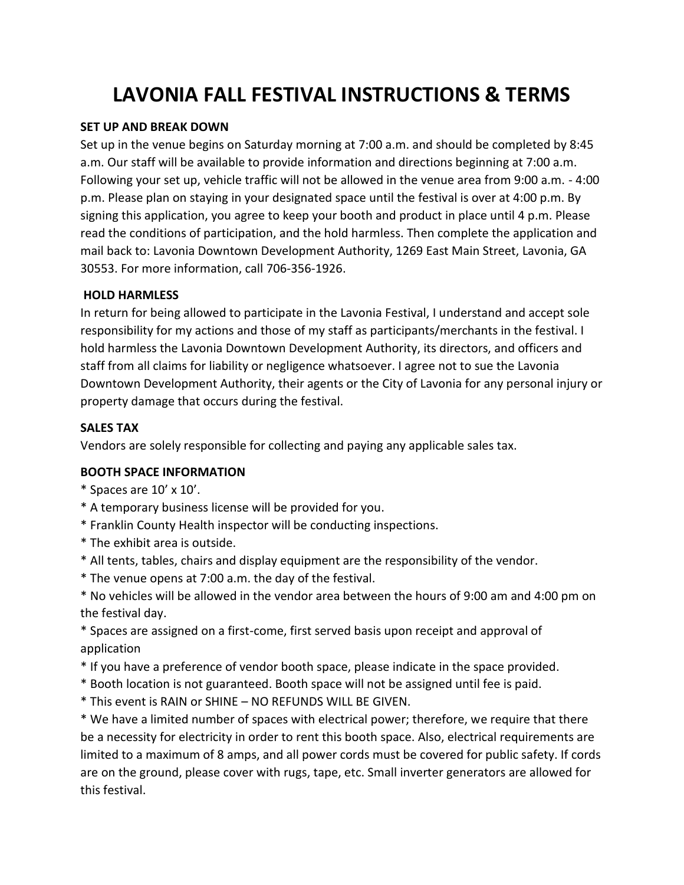# LAVONIA FALL FESTIVAL INSTRUCTIONS & TERMS

**SET UP AND BREAK DOWN**

Set up in the venue begins on Saturday morning at 7:00 a.m. and should be completed by 8:45 a.m. Our staff will be available to provide information and directions beginning at 7:00 a.m. Following your set up, vehicle traffic will not be allowed in the venue area from 9:00 a.m. - 4:00 p.m. Please plan on staying in your designated space until the festival is over at 4:00 p.m. By signing this application, you agree to keep your booth and product in place until 4 p.m. Please read the conditions of participation, and the hold harmless. Then complete the application and mail back to: Lavonia Downtown Development Authority, 1269 East Main Street, Lavonia, GA 30553. For more information, call 706-356-1926.

**HOLD HARMLESS**

In return for being allowed to participate in the Lavonia Festival, I understand and accept sole responsibility for my actions and those of my staff as participants/merchants in the festival. I hold harmless the Lavonia Downtown Development Authority, its directors, and officers and staff from all claims for liability or negligence whatsoever. I agree not to sue the Lavonia Downtown Development Authority, their agents or the City of Lavonia for any personal injury or property damage that occurs during the festival.

**SALES TAX**

Vendors are solely responsible for collecting and paying any applicable sales tax.

**BOOTH SPACE INFORMATION**

* Spaces are 10' x 10'.
* A temporary business license will be provided for you.
* Franklin County Health inspector will be conducting inspections.
* The exhibit area is outside.
* All tents, tables, chairs and display equipment are the responsibility of the vendor.
* The venue opens at 7:00 a.m. the day of the festival.
* No vehicles will be allowed in the vendor area between the hours of 9:00 am and 4:00 pm on the festival day.
* Spaces are assigned on a first-come, first served basis upon receipt and approval of application
* If you have a preference of vendor booth space, please indicate in the space provided.
* Booth location is not guaranteed. Booth space will not be assigned until fee is paid.
* This event is RAIN or SHINE – NO REFUNDS WILL BE GIVEN.
* We have a limited number of spaces with electrical power; therefore, we require that there be a necessity for electricity in order to rent this booth space. Also, electrical requirements are limited to a maximum of 8 amps, and all power cords must be covered for public safety. If cords are on the ground, please cover with rugs, tape, etc. Small inverter generators are allowed for this festival.